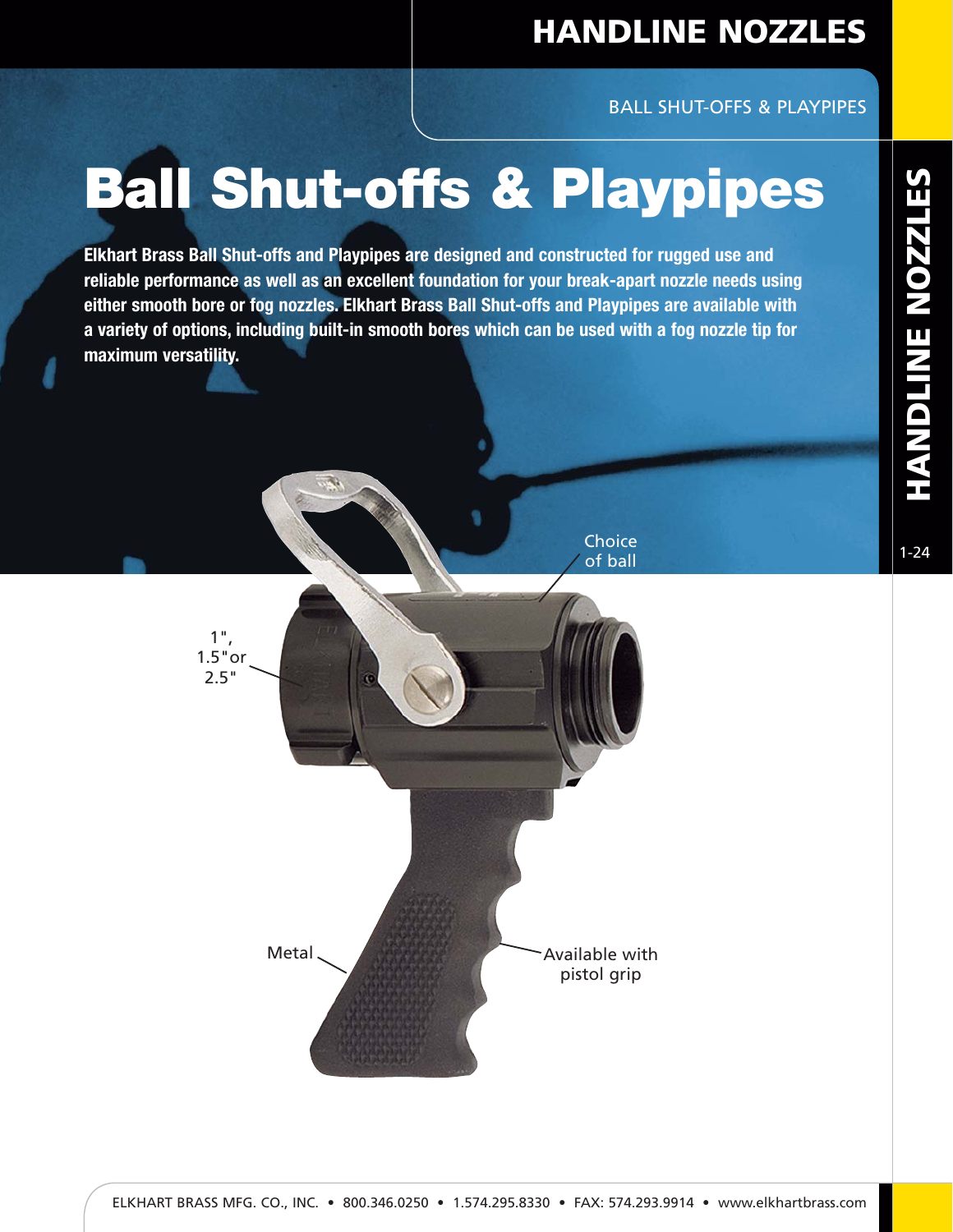# Ball Shut-offs & Playpipes

**Elkhart Brass Ball Shut-offs and Playpipes are designed and constructed for rugged use and reliable performance as well as an excellent foundation for your break-apart nozzle needs using either smooth bore or fog nozzles. Elkhart Brass Ball Shut-offs and Playpipes are available with a variety of options, including built-in smooth bores which can be used with a fog nozzle tip for maximum versatility.**

Choice of ball

1", 1.5" or 2.5"

Metal

Available with pistol grip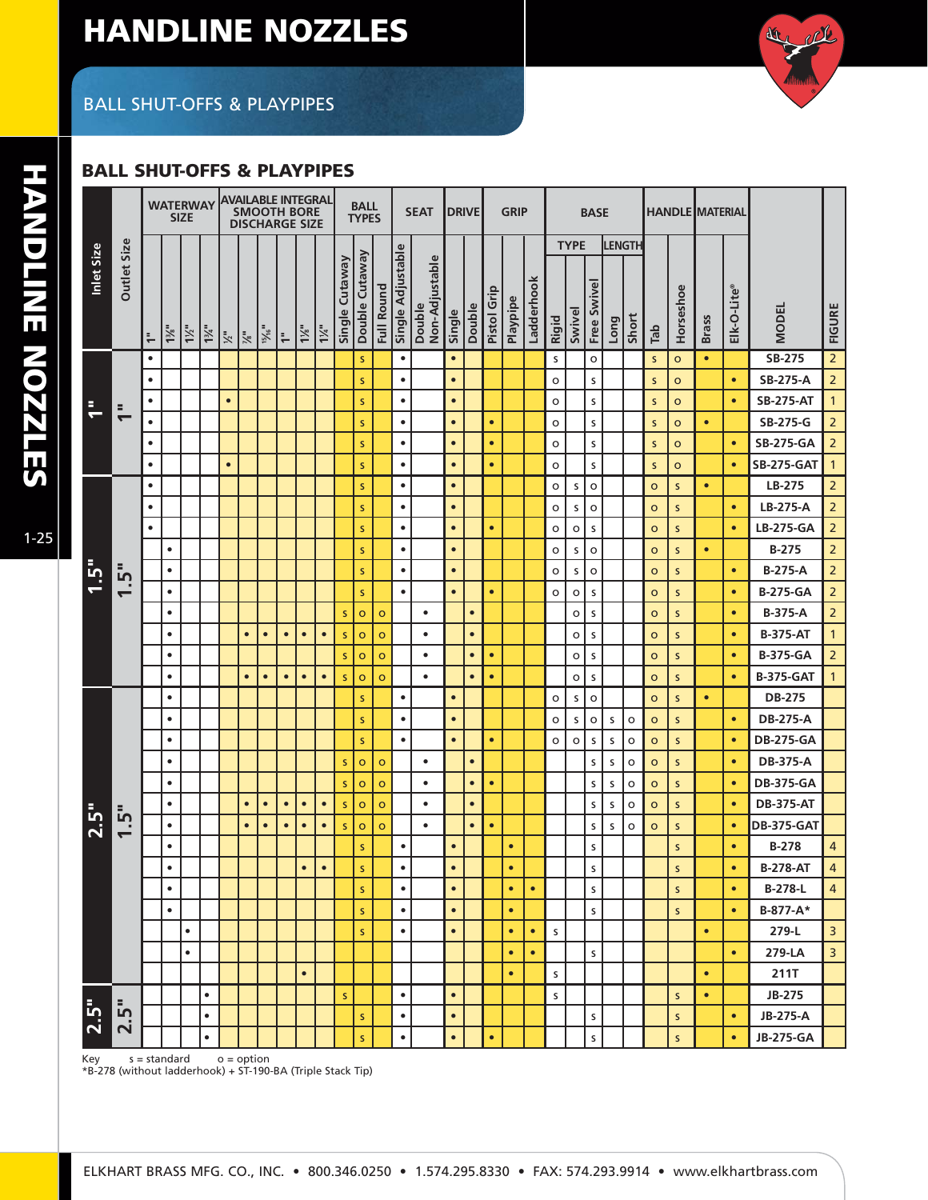# HANDLINE NOZZLES

## BALL SHUT-OFFS & PLAYPIPES

### BALL SHUT-OFFS & PLAYPIPES

| Inlet Size | Outlet Size | WATERWAY SIZE | | | | AVAILABLE INTEGRAL SMOOTH BORE DISCHARGE SIZE | | | | | | BALL TYPES | | | SEAT | | DRIVE | | GRIP | | | BASE | | | | | HANDLE | | MATERIAL | | MODEL | FIGURE |
|---|---|---|---|---|---|---|---|---|---|---|---|---|---|---|---|---|---|---|---|---|---|---|---|---|---|---|---|---|---|---|---|---|
| | | | | | | | | | | | | | | | | | | | | | | TYPE | | | LENGTH | | | | | | | |
| | | 1" | 1⅜" | 1½" | 1¾" | ½" | ⅞" | 15/16" | 1" | 1⅛" | 1¼" | Single Cutaway | Double Cutaway | Full Round | Single Adjustable | Double Non-Adjustable | Single | Double | Pistol Grip | Playpipe | Ladderhook | Rigid | Swivel | Free Swivel | Long | Short | Tab | Horseshoe | Brass | Elk-O-Lite® | | |
| 1" | 1" | • | | | | | | | | | | | s | | • | | • | | | | | s | | o | | | s | o | • | | SB-275 | 2 |
| 1" | 1" | • | | | | | | | | | | | s | | • | | • | | | | | o | | s | | | s | o | | • | SB-275-A | 2 |
| 1" | 1" | • | | | | • | | | | | | | s | | • | | • | | | | | o | | s | | | s | o | | • | SB-275-AT | 1 |
| 1" | 1" | • | | | | | | | | | | | s | | • | | • | | • | | | o | | s | | | s | o | • | | SB-275-G | 2 |
| 1" | 1" | • | | | | | | | | | | | s | | • | | • | | • | | | o | | s | | | s | o | | • | SB-275-GA | 2 |
| 1" | 1" | • | | | | • | | | | | | | s | | • | | • | | • | | | o | | s | | | s | o | | • | SB-275-GAT | 1 |
| 1.5" | 1.5" | • | | | | | | | | | | | s | | • | | • | | | | | o | s | o | | | o | s | • | | LB-275 | 2 |
| 1.5" | 1.5" | • | | | | | | | | | | | s | | • | | • | | | | | o | s | o | | | o | s | | • | LB-275-A | 2 |
| 1.5" | 1.5" | • | | | | | | | | | | | s | | • | | • | | • | | | o | o | s | | | o | s | | • | LB-275-GA | 2 |
| 1.5" | 1.5" | | • | | | | | | | | | | s | | • | | • | | | | | o | s | o | | | o | s | • | | B-275 | 2 |
| 1.5" | 1.5" | | • | | | | | | | | | | s | | • | | • | | | | | o | s | o | | | o | s | | • | B-275-A | 2 |
| 1.5" | 1.5" | | • | | | | | | | | | | s | | • | | • | | • | | | o | o | s | | | o | s | | • | B-275-GA | 2 |
| 1.5" | 1.5" | | • | | | | | | | | | s | o | o | | • | | • | | | | | o | s | | | o | s | | • | B-375-A | 2 |
| 1.5" | 1.5" | | • | | | | • | • | • | • | • | s | o | o | | • | | • | | | | | o | s | | | o | s | | • | B-375-AT | 1 |
| 1.5" | 1.5" | | • | | | | | | | | | s | o | o | | • | | • | • | | | | o | s | | | o | s | | • | B-375-GA | 2 |
| 1.5" | 1.5" | | • | | | | • | • | • | • | • | s | o | o | | • | | • | • | | | | o | s | | | o | s | | • | B-375-GAT | 1 |
| 2.5" | 1.5" | | • | | | | | | | | | | s | | • | | • | | | | | o | s | o | | | o | s | • | | DB-275 | |
| 2.5" | 1.5" | | • | | | | | | | | | | s | | • | | • | | | | | o | s | o | s | o | o | s | | • | DB-275-A | |
| 2.5" | 1.5" | | • | | | | | | | | | | s | | • | | • | | • | | | o | o | s | s | o | o | s | | • | DB-275-GA | |
| 2.5" | 1.5" | | • | | | | | | | | | s | o | o | | • | | • | | | | | | s | s | o | o | s | | • | DB-375-A | |
| 2.5" | 1.5" | | • | | | | | | | | | s | o | o | | • | | • | • | | | | | s | s | o | o | s | | • | DB-375-GA | |
| 2.5" | 1.5" | | • | | | | • | • | • | • | • | s | o | o | | • | | • | | | | | | s | s | o | o | s | | • | DB-375-AT | |
| 2.5" | 1.5" | | • | | | | • | • | • | • | • | s | o | o | | • | | • | • | | | | | s | s | o | o | s | | • | DB-375-GAT | |
| 2.5" | 1.5" | | • | | | | | | | | | | s | | • | | • | | | • | | | | s | | | | s | | • | B-278 | 4 |
| 2.5" | 1.5" | | • | | | | | | | • | • | | s | | • | | • | | | • | | | | s | | | | s | | • | B-278-AT | 4 |
| 2.5" | 1.5" | | • | | | | | | | | | | s | | • | | • | | | • | • | | | s | | | | s | | • | B-278-L | 4 |
| 2.5" | 1.5" | | • | | | | | | | | | | s | | • | | • | | | • | | | | s | | | | s | | • | B-877-A* | |
| 2.5" | 1.5" | | | • | | | | | | | | | s | | • | | • | | | • | • | s | | | | | | | • | | 279-L | 3 |
| 2.5" | 1.5" | | | • | | | | | | | | | | | | | | | | • | • | | | s | | | | | | • | 279-LA | 3 |
| 2.5" | 1.5" | | | | | | | | | • | | | | | | | | | | • | | s | | | | | | | • | | 211T | |
| 2.5" | 2.5" | | | | • | | | | | | | s | | | • | | • | | | | | s | | | | | | s | • | | JB-275 | |
| 2.5" | 2.5" | | | | • | | | | | | | | s | | • | | • | | | | | | | s | | | | s | | • | JB-275-A | |
| 2.5" | 2.5" | | | | • | | | | | | | | s | | • | | • | | • | | | | | s | | | | s | | • | JB-275-GA | |

Key    s = standard    o = option
*B-278 (without ladderhook) + ST-190-BA (Triple Stack Tip)

ELKHART BRASS MFG. CO., INC. • 800.346.0250 • 1.574.295.8330 • FAX: 574.293.9914 • www.elkhartbrass.com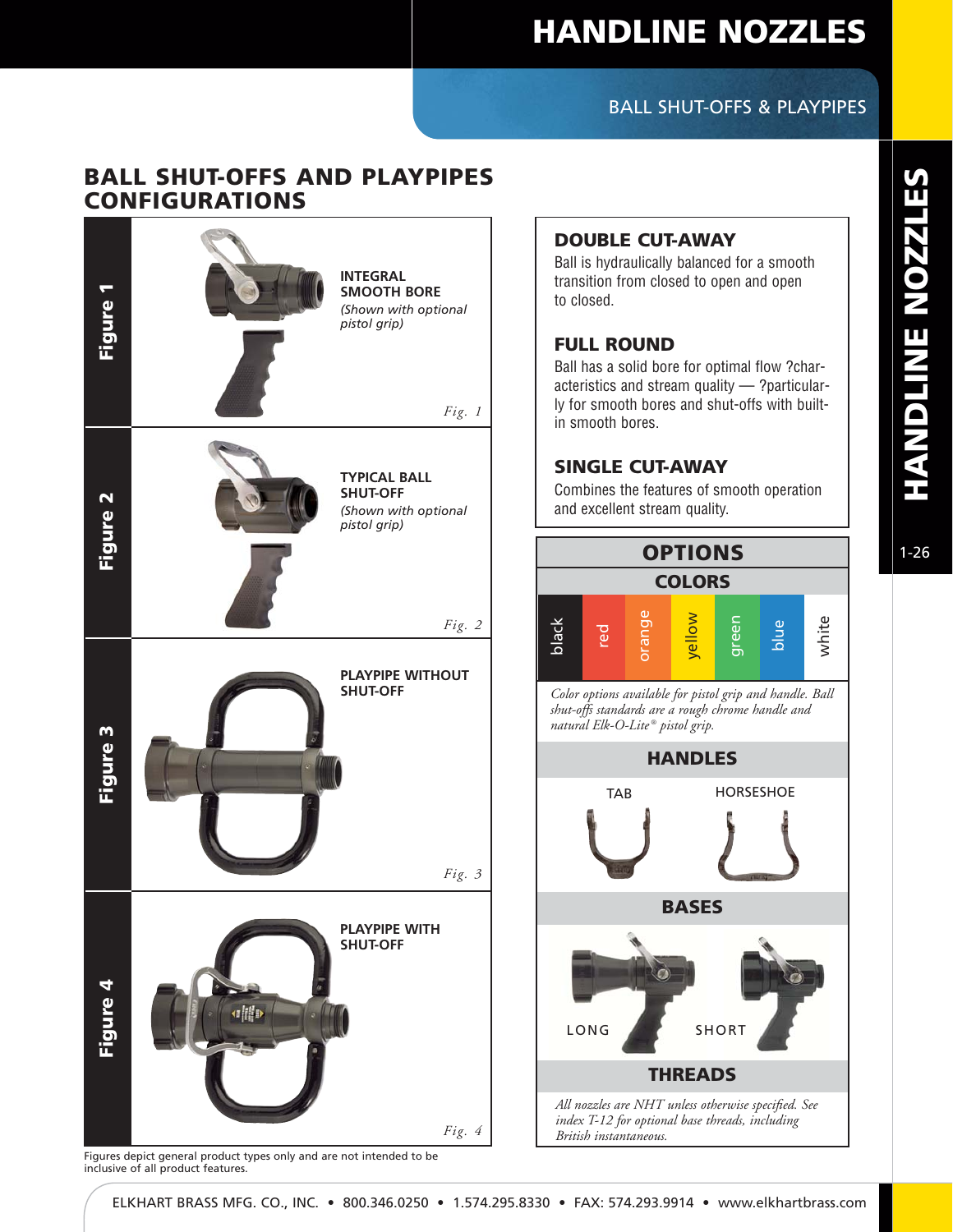# HANDLINE NOZZLES

BALL SHUT-OFFS & PLAYPIPES

## BALL SHUT-OFFS AND PLAYPIPES CONFIGURATIONS

**Figure 1**

**INTEGRAL SMOOTH BORE**
*(Shown with optional pistol grip)*

*Fig. 1*

**Figure 2**

**TYPICAL BALL SHUT-OFF**
*(Shown with optional pistol grip)*

*Fig. 2*

**Figure 3**

**PLAYPIPE WITHOUT SHUT-OFF**

*Fig. 3*

**Figure 4**

**PLAYPIPE WITH SHUT-OFF**

*Fig. 4*

Figures depict general product types only and are not intended to be inclusive of all product features.

### DOUBLE CUT-AWAY

Ball is hydraulically balanced for a smooth transition from closed to open and open to closed.

### FULL ROUND

Ball has a solid bore for optimal flow ?characteristics and stream quality — ?particularly for smooth bores and shut-offs with built-in smooth bores.

### SINGLE CUT-AWAY

Combines the features of smooth operation and excellent stream quality.

## OPTIONS

### COLORS

black, red, orange, yellow, green, blue, white

*Color options available for pistol grip and handle. Ball shut-offs standards are a rough chrome handle and natural Elk-O-Lite® pistol grip.*

### HANDLES

TAB

HORSESHOE

### BASES

LONG

SHORT

### THREADS

*All nozzles are NHT unless otherwise specified. See index T-12 for optional base threads, including British instantaneous.*

ELKHART BRASS MFG. CO., INC. • 800.346.0250 • 1.574.295.8330 • FAX: 574.293.9914 • www.elkhartbrass.com